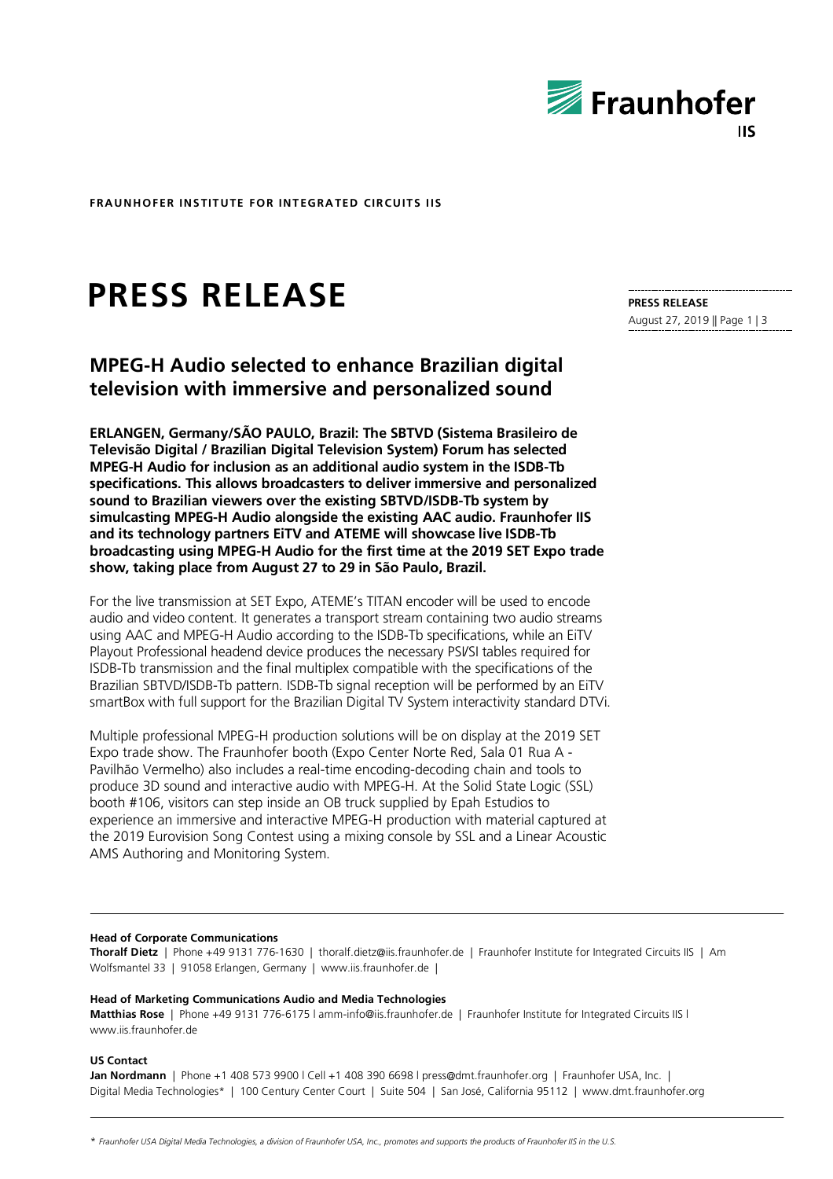**FRAUNHOFER INSTITUTE FOR INTEGRATED CIRCUITS IIS**

# PRESS RELEASE

**PRESS RELEASE**
August 27, 2019

## MPEG-H Audio selected to enhance Brazilian digital television with immersive and personalized sound

**ERLANGEN, Germany/SÃO PAULO, Brazil: The SBTVD (Sistema Brasileiro de Televisão Digital / Brazilian Digital Television System) Forum has selected MPEG-H Audio for inclusion as an additional audio system in the ISDB-Tb specifications. This allows broadcasters to deliver immersive and personalized sound to Brazilian viewers over the existing SBTVD/ISDB-Tb system by simulcasting MPEG-H Audio alongside the existing AAC audio. Fraunhofer IIS and its technology partners EiTV and ATEME will showcase live ISDB-Tb broadcasting using MPEG-H Audio for the first time at the 2019 SET Expo trade show, taking place from August 27 to 29 in São Paulo, Brazil.**

For the live transmission at SET Expo, ATEME's TITAN encoder will be used to encode audio and video content. It generates a transport stream containing two audio streams using AAC and MPEG-H Audio according to the ISDB-Tb specifications, while an EiTV Playout Professional headend device produces the necessary PSI/SI tables required for ISDB-Tb transmission and the final multiplex compatible with the specifications of the Brazilian SBTVD/ISDB-Tb pattern. ISDB-Tb signal reception will be performed by an EiTV smartBox with full support for the Brazilian Digital TV System interactivity standard DTVi.

Multiple professional MPEG-H production solutions will be on display at the 2019 SET Expo trade show. The Fraunhofer booth (Expo Center Norte Red, Sala 01 Rua A - Pavilhão Vermelho) also includes a real-time encoding-decoding chain and tools to produce 3D sound and interactive audio with MPEG-H. At the Solid State Logic (SSL) booth #106, visitors can step inside an OB truck supplied by Epah Estudios to experience an immersive and interactive MPEG-H production with material captured at the 2019 Eurovision Song Contest using a mixing console by SSL and a Linear Acoustic AMS Authoring and Monitoring System.

---

**Head of Corporate Communications**
**Thoralf Dietz** | Phone +49 9131 776-1630 | thoralf.dietz@iis.fraunhofer.de | Fraunhofer Institute for Integrated Circuits IIS | Am Wolfsmantel 33 | 91058 Erlangen, Germany | www.iis.fraunhofer.de |

**Head of Marketing Communications Audio and Media Technologies**
**Matthias Rose** | Phone +49 9131 776-6175 | amm-info@iis.fraunhofer.de | Fraunhofer Institute for Integrated Circuits IIS | www.iis.fraunhofer.de

**US Contact**
**Jan Nordmann** | Phone +1 408 573 9900 | Cell +1 408 390 6698 | press@dmt.fraunhofer.org | Fraunhofer USA, Inc. | Digital Media Technologies* | 100 Century Center Court | Suite 504 | San José, California 95112 | www.dmt.fraunhofer.org

---

*\* Fraunhofer USA Digital Media Technologies, a division of Fraunhofer USA, Inc., promotes and supports the products of Fraunhofer IIS in the U.S.*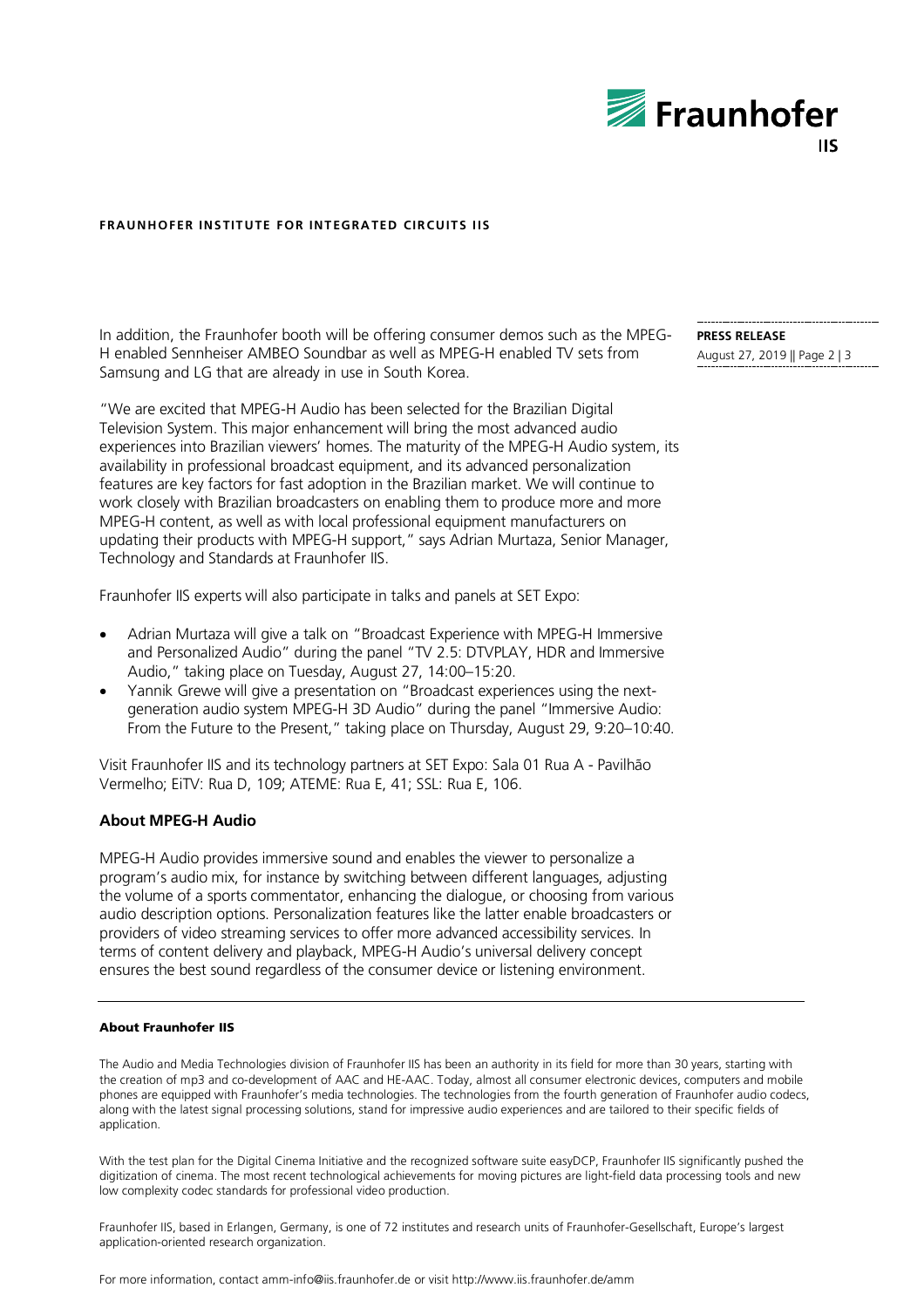In addition, the Fraunhofer booth will be offering consumer demos such as the MPEG-H enabled Sennheiser AMBEO Soundbar as well as MPEG-H enabled TV sets from Samsung and LG that are already in use in South Korea.

"We are excited that MPEG-H Audio has been selected for the Brazilian Digital Television System. This major enhancement will bring the most advanced audio experiences into Brazilian viewers' homes. The maturity of the MPEG-H Audio system, its availability in professional broadcast equipment, and its advanced personalization features are key factors for fast adoption in the Brazilian market. We will continue to work closely with Brazilian broadcasters on enabling them to produce more and more MPEG-H content, as well as with local professional equipment manufacturers on updating their products with MPEG-H support," says Adrian Murtaza, Senior Manager, Technology and Standards at Fraunhofer IIS.

Fraunhofer IIS experts will also participate in talks and panels at SET Expo:

- Adrian Murtaza will give a talk on "Broadcast Experience with MPEG-H Immersive and Personalized Audio" during the panel "TV 2.5: DTVPLAY, HDR and Immersive Audio," taking place on Tuesday, August 27, 14:00–15:20.
- Yannik Grewe will give a presentation on "Broadcast experiences using the next-generation audio system MPEG-H 3D Audio" during the panel "Immersive Audio: From the Future to the Present," taking place on Thursday, August 29, 9:20–10:40.

Visit Fraunhofer IIS and its technology partners at SET Expo: Sala 01 Rua A - Pavilhão Vermelho; EiTV: Rua D, 109; ATEME: Rua E, 41; SSL: Rua E, 106.

### About MPEG-H Audio

MPEG-H Audio provides immersive sound and enables the viewer to personalize a program's audio mix, for instance by switching between different languages, adjusting the volume of a sports commentator, enhancing the dialogue, or choosing from various audio description options. Personalization features like the latter enable broadcasters or providers of video streaming services to offer more advanced accessibility services. In terms of content delivery and playback, MPEG-H Audio's universal delivery concept ensures the best sound regardless of the consumer device or listening environment.

---

**About Fraunhofer IIS**

The Audio and Media Technologies division of Fraunhofer IIS has been an authority in its field for more than 30 years, starting with the creation of mp3 and co-development of AAC and HE-AAC. Today, almost all consumer electronic devices, computers and mobile phones are equipped with Fraunhofer's media technologies. The technologies from the fourth generation of Fraunhofer audio codecs, along with the latest signal processing solutions, stand for impressive audio experiences and are tailored to their specific fields of application.

With the test plan for the Digital Cinema Initiative and the recognized software suite easyDCP, Fraunhofer IIS significantly pushed the digitization of cinema. The most recent technological achievements for moving pictures are light-field data processing tools and new low complexity codec standards for professional video production.

Fraunhofer IIS, based in Erlangen, Germany, is one of 72 institutes and research units of Fraunhofer-Gesellschaft, Europe's largest application-oriented research organization.

For more information, contact amm-info@iis.fraunhofer.de or visit http://www.iis.fraunhofer.de/amm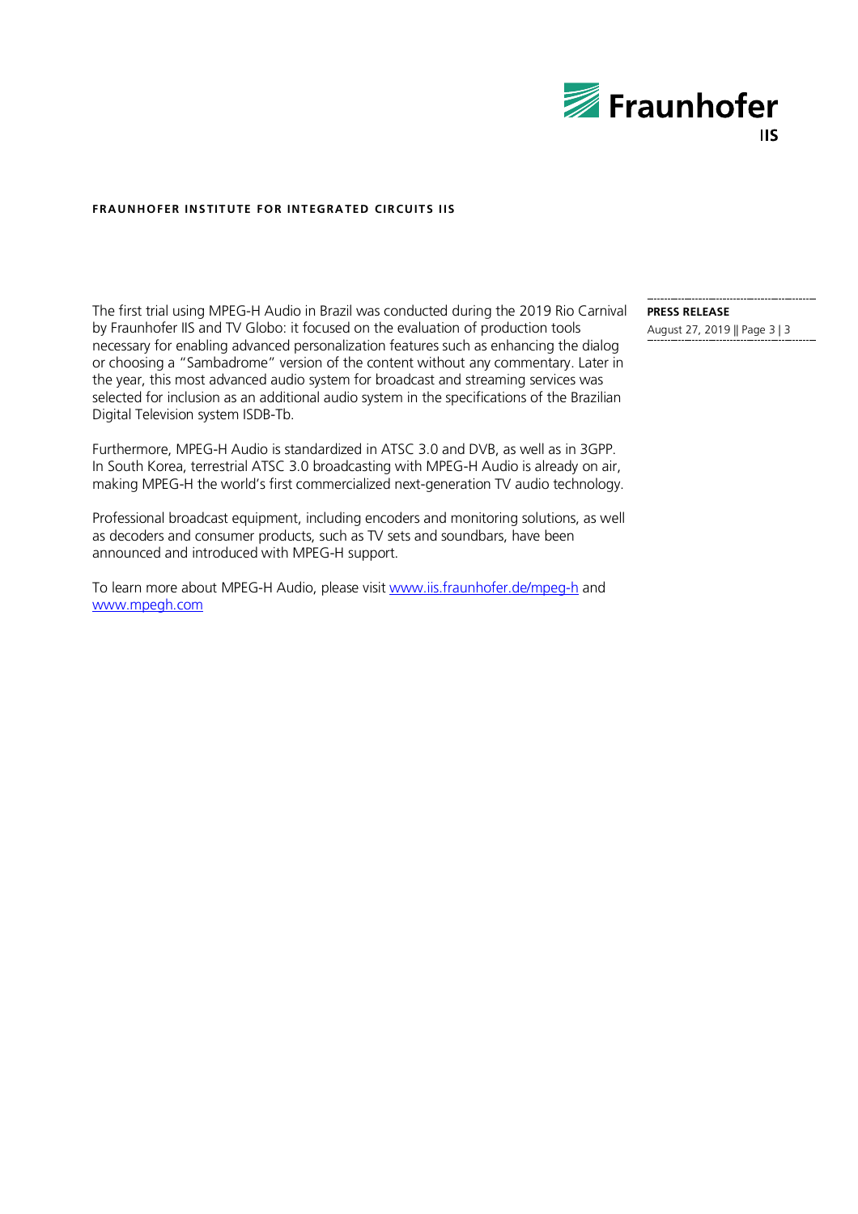The first trial using MPEG-H Audio in Brazil was conducted during the 2019 Rio Carnival by Fraunhofer IIS and TV Globo: it focused on the evaluation of production tools necessary for enabling advanced personalization features such as enhancing the dialog or choosing a "Sambadrome" version of the content without any commentary. Later in the year, this most advanced audio system for broadcast and streaming services was selected for inclusion as an additional audio system in the specifications of the Brazilian Digital Television system ISDB-Tb.

Furthermore, MPEG-H Audio is standardized in ATSC 3.0 and DVB, as well as in 3GPP. In South Korea, terrestrial ATSC 3.0 broadcasting with MPEG-H Audio is already on air, making MPEG-H the world's first commercialized next-generation TV audio technology.

Professional broadcast equipment, including encoders and monitoring solutions, as well as decoders and consumer products, such as TV sets and soundbars, have been announced and introduced with MPEG-H support.

To learn more about MPEG-H Audio, please visit [www.iis.fraunhofer.de/mpeg-h](www.iis.fraunhofer.de/mpeg-h) and [www.mpegh.com](www.mpegh.com)